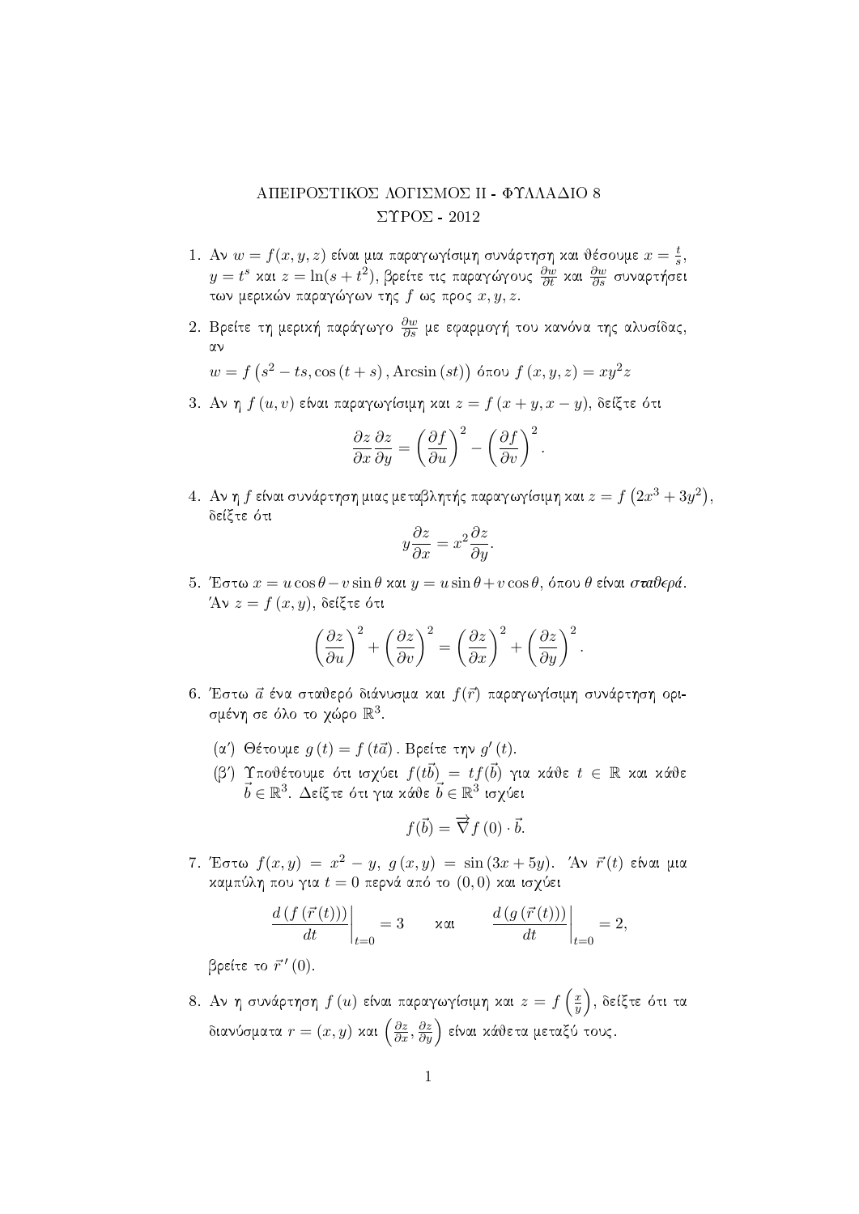# ΑΠΕΙΡΟΣΤΙΚΟΣ ΛΟΓΙΣΜΟΣ ΙΙ - ΦΥΛΛΑΔΙΟ 8

## ΣΥΡΟΣ - 2012

1. Αν $w = f(x, y, z)$ είναι μια παραγωγίσιμη συνάρτηση και θέσουμε $x = \frac{t}{s}$, $y = t^s$ και $z = \ln(s + t^2)$, βρείτε τις παραγώγους $\frac{\partial w}{\partial t}$ και $\frac{\partial w}{\partial s}$ συναρτήσει των μερικών παραγώγων της $f$ ως προς $x, y, z$.

2. Βρείτε τη μερική παράγωγο $\frac{\partial w}{\partial s}$ με εφαρμογή του κανόνα της αλυσίδας, αν

   $w = f\left(s^2 - ts, \cos\left(t + s\right), \text{Arcsin}\left(st\right)\right)$ όπου $f\left(x, y, z\right) = xy^2 z$

3. Αν η $f\left(u, v\right)$ είναι παραγωγίσιμη και $z = f\left(x + y, x - y\right)$, δείξτε ότι

$$\frac{\partial z}{\partial x}\frac{\partial z}{\partial y} = \left(\frac{\partial f}{\partial u}\right)^2 - \left(\frac{\partial f}{\partial v}\right)^2.$$

4. Αν η $f$ είναι συνάρτηση μιας μεταβλητής παραγωγίσιμη και $z = f\left(2x^3 + 3y^2\right)$, δείξτε ότι

$$y\frac{\partial z}{\partial x} = x^2\frac{\partial z}{\partial y}.$$

5. Έστω $x = u\cos\theta - v\sin\theta$ και $y = u\sin\theta + v\cos\theta$, όπου $\theta$ είναι *σταθερά*. Άν $z = f\left(x, y\right)$, δείξτε ότι

$$\left(\frac{\partial z}{\partial u}\right)^2 + \left(\frac{\partial z}{\partial v}\right)^2 = \left(\frac{\partial z}{\partial x}\right)^2 + \left(\frac{\partial z}{\partial y}\right)^2.$$

6. Έστω $\vec{a}$ ένα σταθερό διάνυσμα και $f(\vec{r})$ παραγωγίσιμη συνάρτηση ορισμένη σε όλο το χώρο $\mathbb{R}^3$.

   (α') Θέτουμε $g\left(t\right) = f\left(t\vec{a}\right)$. Βρείτε την $g'\left(t\right)$.

   (β') Υποθέτουμε ότι ισχύει $f(t\vec{b}) = tf(\vec{b})$ για κάθε $t \in \mathbb{R}$ και κάθε $\vec{b} \in \mathbb{R}^3$. Δείξτε ότι για κάθε $\vec{b} \in \mathbb{R}^3$ ισχύει

$$f(\vec{b}) = \overrightarrow{\nabla} f\left(0\right) \cdot \vec{b}.$$

7. Έστω $f(x, y) = x^2 - y$, $g\left(x, y\right) = \sin\left(3x + 5y\right)$. Άν $\vec{r}\left(t\right)$ είναι μια καμπύλη που για $t = 0$ περνά από το $\left(0, 0\right)$ και ισχύει

$$\left.\frac{d\left(f\left(\vec{r}\left(t\right)\right)\right)}{dt}\right|_{t=0} = 3 \qquad \text{και} \qquad \left.\frac{d\left(g\left(\vec{r}\left(t\right)\right)\right)}{dt}\right|_{t=0} = 2,$$

   βρείτε το $\vec{r}\,'\left(0\right)$.

8. Αν η συνάρτηση $f\left(u\right)$ είναι παραγωγίσιμη και $z = f\left(\frac{x}{y}\right)$, δείξτε ότι τα διανύσματα $r = \left(x, y\right)$ και $\left(\frac{\partial z}{\partial x}, \frac{\partial z}{\partial y}\right)$ είναι κάθετα μεταξύ τους.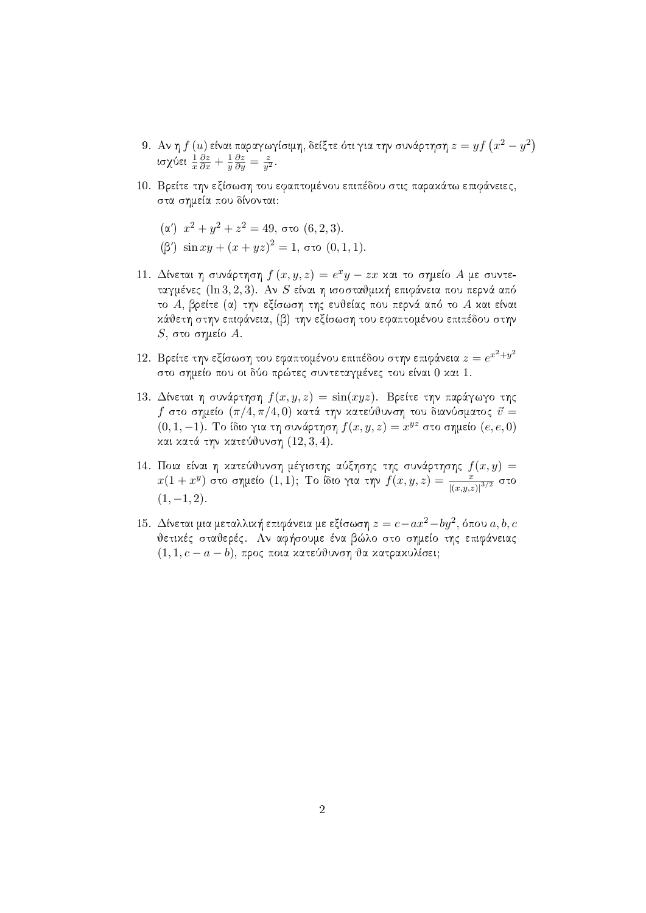9. Αν η $f(u)$ είναι παραγωγίσιμη, δείξτε ότι για την συνάρτηση $z = yf\left(x^2 - y^2\right)$ ισχύει $\frac{1}{x}\frac{\partial z}{\partial x} + \frac{1}{y}\frac{\partial z}{\partial y} = \frac{z}{y^2}$.

10. Βρείτε την εξίσωση του εφαπτομένου επιπέδου στις παρακάτω επιφάνειες, στα σημεία που δίνονται:

    (α′) $x^2 + y^2 + z^2 = 49$, στο $(6, 2, 3)$.

    (β′) $\sin xy + (x + yz)^2 = 1$, στο $(0, 1, 1)$.

11. Δίνεται η συνάρτηση $f(x, y, z) = e^x y - zx$ και το σημείο $A$ με συντεταγμένες $(\ln 3, 2, 3)$. Αν $S$ είναι η ισοσταθμική επιφάνεια που περνά από το $A$, βρείτε (α) την εξίσωση της ευθείας που περνά από το $A$ και είναι κάθετη στην επιφάνεια, (β) την εξίσωση του εφαπτομένου επιπέδου στην $S$, στο σημείο $A$.

12. Βρείτε την εξίσωση του εφαπτομένου επιπέδου στην επιφάνεια $z = e^{x^2+y^2}$ στο σημείο που οι δύο πρώτες συντεταγμένες του είναι 0 και 1.

13. Δίνεται η συνάρτηση $f(x, y, z) = \sin(xyz)$. Βρείτε την παράγωγο της $f$ στο σημείο $(\pi/4, \pi/4, 0)$ κατά την κατεύθυνση του διανύσματος $\vec{v} = (0, 1, -1)$. Το ίδιο για τη συνάρτηση $f(x, y, z) = x^{yz}$ στο σημείο $(e, e, 0)$ και κατά την κατεύθυνση $(12, 3, 4)$.

14. Ποια είναι η κατεύθυνση μέγιστης αύξησης της συνάρτησης $f(x, y) = x(1 + x^y)$ στο σημείο $(1, 1)$; Το ίδιο για την $f(x, y, z) = \frac{x}{|(x,y,z)|^{3/2}}$ στο $(1, -1, 2)$.

15. Δίνεται μια μεταλλική επιφάνεια με εξίσωση $z = c - ax^2 - by^2$, όπου $a, b, c$ θετικές σταθερές. Αν αφήσουμε ένα βώλο στο σημείο της επιφάνειας $(1, 1, c - a - b)$, προς ποια κατεύθυνση θα κατρακυλίσει;